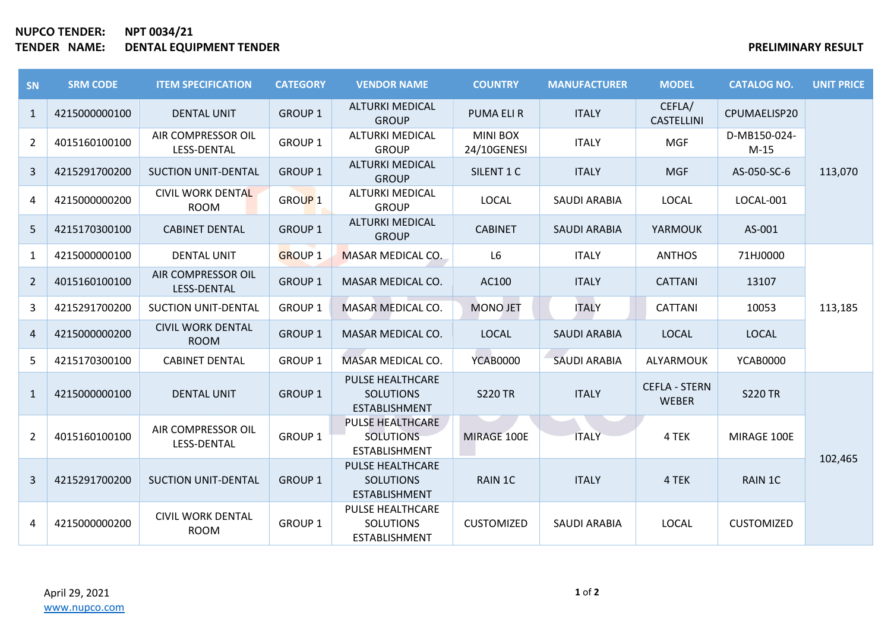**NUPCO TENDER:** **NPT 0034/21**
**TENDER NAME:** **DENTAL EQUIPMENT TENDER**

**PRELIMINARY RESULT**

| SN | SRM CODE | ITEM SPECIFICATION | CATEGORY | VENDOR NAME | COUNTRY | MANUFACTURER | MODEL | CATALOG NO. | UNIT PRICE |
|---|---|---|---|---|---|---|---|---|---|
| 1 | 4215000000100 | DENTAL UNIT | GROUP 1 | ALTURKI MEDICAL GROUP | PUMA ELI R | ITALY | CEFLA/ CASTELLINI | CPUMAELISP20 | 113,070 |
| 2 | 4015160100100 | AIR COMPRESSOR OIL LESS-DENTAL | GROUP 1 | ALTURKI MEDICAL GROUP | MINI BOX 24/10GENESI | ITALY | MGF | D-MB150-024-M-15 | |
| 3 | 4215291700200 | SUCTION UNIT-DENTAL | GROUP 1 | ALTURKI MEDICAL GROUP | SILENT 1 C | ITALY | MGF | AS-050-SC-6 | |
| 4 | 4215000000200 | CIVIL WORK DENTAL ROOM | GROUP 1 | ALTURKI MEDICAL GROUP | LOCAL | SAUDI ARABIA | LOCAL | LOCAL-001 | |
| 5 | 4215170300100 | CABINET DENTAL | GROUP 1 | ALTURKI MEDICAL GROUP | CABINET | SAUDI ARABIA | YARMOUK | AS-001 | |
| 1 | 4215000000100 | DENTAL UNIT | GROUP 1 | MASAR MEDICAL CO. | L6 | ITALY | ANTHOS | 71HJ0000 | 113,185 |
| 2 | 4015160100100 | AIR COMPRESSOR OIL LESS-DENTAL | GROUP 1 | MASAR MEDICAL CO. | AC100 | ITALY | CATTANI | 13107 | |
| 3 | 4215291700200 | SUCTION UNIT-DENTAL | GROUP 1 | MASAR MEDICAL CO. | MONO JET | ITALY | CATTANI | 10053 | |
| 4 | 4215000000200 | CIVIL WORK DENTAL ROOM | GROUP 1 | MASAR MEDICAL CO. | LOCAL | SAUDI ARABIA | LOCAL | LOCAL | |
| 5 | 4215170300100 | CABINET DENTAL | GROUP 1 | MASAR MEDICAL CO. | YCAB0000 | SAUDI ARABIA | ALYARMOUK | YCAB0000 | |
| 1 | 4215000000100 | DENTAL UNIT | GROUP 1 | PULSE HEALTHCARE SOLUTIONS ESTABLISHMENT | S220 TR | ITALY | CEFLA - STERN WEBER | S220 TR | 102,465 |
| 2 | 4015160100100 | AIR COMPRESSOR OIL LESS-DENTAL | GROUP 1 | PULSE HEALTHCARE SOLUTIONS ESTABLISHMENT | MIRAGE 100E | ITALY | 4 TEK | MIRAGE 100E | |
| 3 | 4215291700200 | SUCTION UNIT-DENTAL | GROUP 1 | PULSE HEALTHCARE SOLUTIONS ESTABLISHMENT | RAIN 1C | ITALY | 4 TEK | RAIN 1C | |
| 4 | 4215000000200 | CIVIL WORK DENTAL ROOM | GROUP 1 | PULSE HEALTHCARE SOLUTIONS ESTABLISHMENT | CUSTOMIZED | SAUDI ARABIA | LOCAL | CUSTOMIZED | |

April 29, 2021
www.nupco.com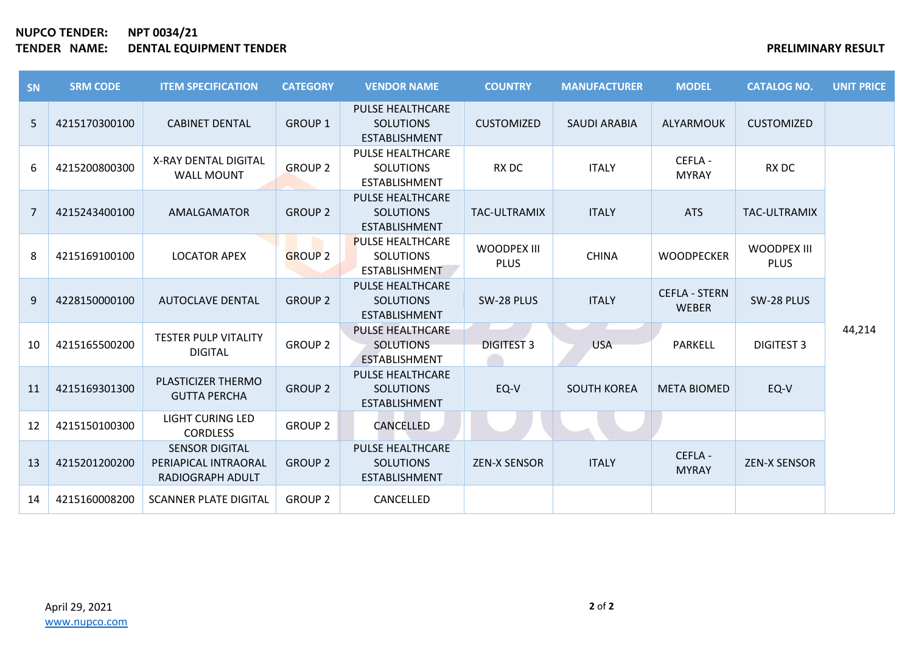**NUPCO TENDER:** **NPT 0034/21**
**TENDER NAME:** **DENTAL EQUIPMENT TENDER**

**PRELIMINARY RESULT**

| SN | SRM CODE | ITEM SPECIFICATION | CATEGORY | VENDOR NAME | COUNTRY | MANUFACTURER | MODEL | CATALOG NO. | UNIT PRICE |
|---|---|---|---|---|---|---|---|---|---|
| 5 | 4215170300100 | CABINET DENTAL | GROUP 1 | PULSE HEALTHCARE SOLUTIONS ESTABLISHMENT | CUSTOMIZED | SAUDI ARABIA | ALYARMOUK | CUSTOMIZED | |
| 6 | 4215200800300 | X-RAY DENTAL DIGITAL WALL MOUNT | GROUP 2 | PULSE HEALTHCARE SOLUTIONS ESTABLISHMENT | RX DC | ITALY | CEFLA - MYRAY | RX DC | 44,214 |
| 7 | 4215243400100 | AMALGAMATOR | GROUP 2 | PULSE HEALTHCARE SOLUTIONS ESTABLISHMENT | TAC-ULTRAMIX | ITALY | ATS | TAC-ULTRAMIX | |
| 8 | 4215169100100 | LOCATOR APEX | GROUP 2 | PULSE HEALTHCARE SOLUTIONS ESTABLISHMENT | WOODPEX III PLUS | CHINA | WOODPECKER | WOODPEX III PLUS | |
| 9 | 4228150000100 | AUTOCLAVE DENTAL | GROUP 2 | PULSE HEALTHCARE SOLUTIONS ESTABLISHMENT | SW-28 PLUS | ITALY | CEFLA - STERN WEBER | SW-28 PLUS | |
| 10 | 4215165500200 | TESTER PULP VITALITY DIGITAL | GROUP 2 | PULSE HEALTHCARE SOLUTIONS ESTABLISHMENT | DIGITEST 3 | USA | PARKELL | DIGITEST 3 | |
| 11 | 4215169301300 | PLASTICIZER THERMO GUTTA PERCHA | GROUP 2 | PULSE HEALTHCARE SOLUTIONS ESTABLISHMENT | EQ-V | SOUTH KOREA | META BIOMED | EQ-V | |
| 12 | 4215150100300 | LIGHT CURING LED CORDLESS | GROUP 2 | CANCELLED | | | | | |
| 13 | 4215201200200 | SENSOR DIGITAL PERIAPICAL INTRAORAL RADIOGRAPH ADULT | GROUP 2 | PULSE HEALTHCARE SOLUTIONS ESTABLISHMENT | ZEN-X SENSOR | ITALY | CEFLA - MYRAY | ZEN-X SENSOR | |
| 14 | 4215160008200 | SCANNER PLATE DIGITAL | GROUP 2 | CANCELLED | | | | | |

April 29, 2021
www.nupco.com